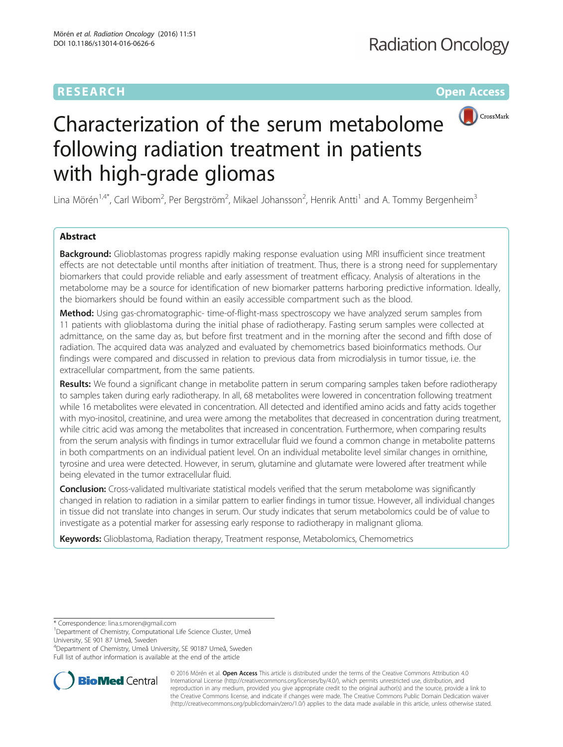**RESEARCH** **Open Access**

# Characterization of the serum metabolome following radiation treatment in patients with high-grade gliomas

Lina Mörén[1,4*], Carl Wibom[2], Per Bergström[2], Mikael Johansson[2], Henrik Antti[1] and A. Tommy Bergenheim[3]

## Abstract

**Background:** Glioblastomas progress rapidly making response evaluation using MRI insufficient since treatment effects are not detectable until months after initiation of treatment. Thus, there is a strong need for supplementary biomarkers that could provide reliable and early assessment of treatment efficacy. Analysis of alterations in the metabolome may be a source for identification of new biomarker patterns harboring predictive information. Ideally, the biomarkers should be found within an easily accessible compartment such as the blood.

**Method:** Using gas-chromatographic- time-of-flight-mass spectroscopy we have analyzed serum samples from 11 patients with glioblastoma during the initial phase of radiotherapy. Fasting serum samples were collected at admittance, on the same day as, but before first treatment and in the morning after the second and fifth dose of radiation. The acquired data was analyzed and evaluated by chemometrics based bioinformatics methods. Our findings were compared and discussed in relation to previous data from microdialysis in tumor tissue, i.e. the extracellular compartment, from the same patients.

**Results:** We found a significant change in metabolite pattern in serum comparing samples taken before radiotherapy to samples taken during early radiotherapy. In all, 68 metabolites were lowered in concentration following treatment while 16 metabolites were elevated in concentration. All detected and identified amino acids and fatty acids together with myo-inositol, creatinine, and urea were among the metabolites that decreased in concentration during treatment, while citric acid was among the metabolites that increased in concentration. Furthermore, when comparing results from the serum analysis with findings in tumor extracellular fluid we found a common change in metabolite patterns in both compartments on an individual patient level. On an individual metabolite level similar changes in ornithine, tyrosine and urea were detected. However, in serum, glutamine and glutamate were lowered after treatment while being elevated in the tumor extracellular fluid.

**Conclusion:** Cross-validated multivariate statistical models verified that the serum metabolome was significantly changed in relation to radiation in a similar pattern to earlier findings in tumor tissue. However, all individual changes in tissue did not translate into changes in serum. Our study indicates that serum metabolomics could be of value to investigate as a potential marker for assessing early response to radiotherapy in malignant glioma.

**Keywords:** Glioblastoma, Radiation therapy, Treatment response, Metabolomics, Chemometrics

\* Correspondence: lina.s.moren@gmail.com
[1]Department of Chemistry, Computational Life Science Cluster, Umeå University, SE 901 87 Umeå, Sweden
[4]Department of Chemistry, Umeå University, SE 90187 Umeå, Sweden
Full list of author information is available at the end of the article

© 2016 Mörén et al. **Open Access** This article is distributed under the terms of the Creative Commons Attribution 4.0 International License (http://creativecommons.org/licenses/by/4.0/), which permits unrestricted use, distribution, and reproduction in any medium, provided you give appropriate credit to the original author(s) and the source, provide a link to the Creative Commons license, and indicate if changes were made. The Creative Commons Public Domain Dedication waiver (http://creativecommons.org/publicdomain/zero/1.0/) applies to the data made available in this article, unless otherwise stated.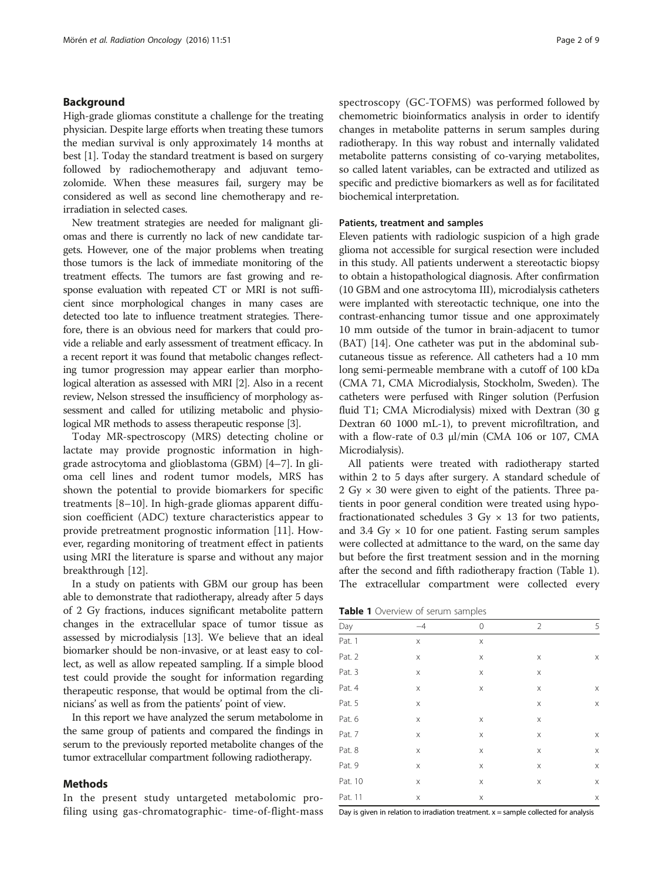## Background

High-grade gliomas constitute a challenge for the treating physician. Despite large efforts when treating these tumors the median survival is only approximately 14 months at best [1]. Today the standard treatment is based on surgery followed by radiochemotherapy and adjuvant temozolomide. When these measures fail, surgery may be considered as well as second line chemotherapy and re-irradiation in selected cases.

New treatment strategies are needed for malignant gliomas and there is currently no lack of new candidate targets. However, one of the major problems when treating those tumors is the lack of immediate monitoring of the treatment effects. The tumors are fast growing and response evaluation with repeated CT or MRI is not sufficient since morphological changes in many cases are detected too late to influence treatment strategies. Therefore, there is an obvious need for markers that could provide a reliable and early assessment of treatment efficacy. In a recent report it was found that metabolic changes reflecting tumor progression may appear earlier than morphological alteration as assessed with MRI [2]. Also in a recent review, Nelson stressed the insufficiency of morphology assessment and called for utilizing metabolic and physiological MR methods to assess therapeutic response [3].

Today MR-spectroscopy (MRS) detecting choline or lactate may provide prognostic information in high-grade astrocytoma and glioblastoma (GBM) [4–7]. In glioma cell lines and rodent tumor models, MRS has shown the potential to provide biomarkers for specific treatments [8–10]. In high-grade gliomas apparent diffusion coefficient (ADC) texture characteristics appear to provide pretreatment prognostic information [11]. However, regarding monitoring of treatment effect in patients using MRI the literature is sparse and without any major breakthrough [12].

In a study on patients with GBM our group has been able to demonstrate that radiotherapy, already after 5 days of 2 Gy fractions, induces significant metabolite pattern changes in the extracellular space of tumor tissue as assessed by microdialysis [13]. We believe that an ideal biomarker should be non-invasive, or at least easy to collect, as well as allow repeated sampling. If a simple blood test could provide the sought for information regarding therapeutic response, that would be optimal from the clinicians' as well as from the patients' point of view.

In this report we have analyzed the serum metabolome in the same group of patients and compared the findings in serum to the previously reported metabolite changes of the tumor extracellular compartment following radiotherapy.

## Methods

In the present study untargeted metabolomic profiling using gas-chromatographic- time-of-flight-mass spectroscopy (GC-TOFMS) was performed followed by chemometric bioinformatics analysis in order to identify changes in metabolite patterns in serum samples during radiotherapy. In this way robust and internally validated metabolite patterns consisting of co-varying metabolites, so called latent variables, can be extracted and utilized as specific and predictive biomarkers as well as for facilitated biochemical interpretation.

### Patients, treatment and samples

Eleven patients with radiologic suspicion of a high grade glioma not accessible for surgical resection were included in this study. All patients underwent a stereotactic biopsy to obtain a histopathological diagnosis. After confirmation (10 GBM and one astrocytoma III), microdialysis catheters were implanted with stereotactic technique, one into the contrast-enhancing tumor tissue and one approximately 10 mm outside of the tumor in brain-adjacent to tumor (BAT) [14]. One catheter was put in the abdominal subcutaneous tissue as reference. All catheters had a 10 mm long semi-permeable membrane with a cutoff of 100 kDa (CMA 71, CMA Microdialysis, Stockholm, Sweden). The catheters were perfused with Ringer solution (Perfusion fluid T1; CMA Microdialysis) mixed with Dextran (30 g Dextran 60 1000 mL-1), to prevent microfiltration, and with a flow-rate of 0.3 μl/min (CMA 106 or 107, CMA Microdialysis).

All patients were treated with radiotherapy started within 2 to 5 days after surgery. A standard schedule of 2 Gy × 30 were given to eight of the patients. Three patients in poor general condition were treated using hypofractionationated schedules 3 Gy × 13 for two patients, and 3.4 Gy × 10 for one patient. Fasting serum samples were collected at admittance to the ward, on the same day but before the first treatment session and in the morning after the second and fifth radiotherapy fraction (Table 1). The extracellular compartment were collected every

**Table 1** Overview of serum samples

| Day | −4 | 0 | 2 | 5 |
|---|---|---|---|---|
| Pat. 1 | x | x | | |
| Pat. 2 | x | x | x | x |
| Pat. 3 | x | x | x | |
| Pat. 4 | x | x | x | x |
| Pat. 5 | x | | x | x |
| Pat. 6 | x | x | x | |
| Pat. 7 | x | x | x | x |
| Pat. 8 | x | x | x | x |
| Pat. 9 | x | x | x | x |
| Pat. 10 | x | x | x | x |
| Pat. 11 | x | x | | x |

Day is given in relation to irradiation treatment. x = sample collected for analysis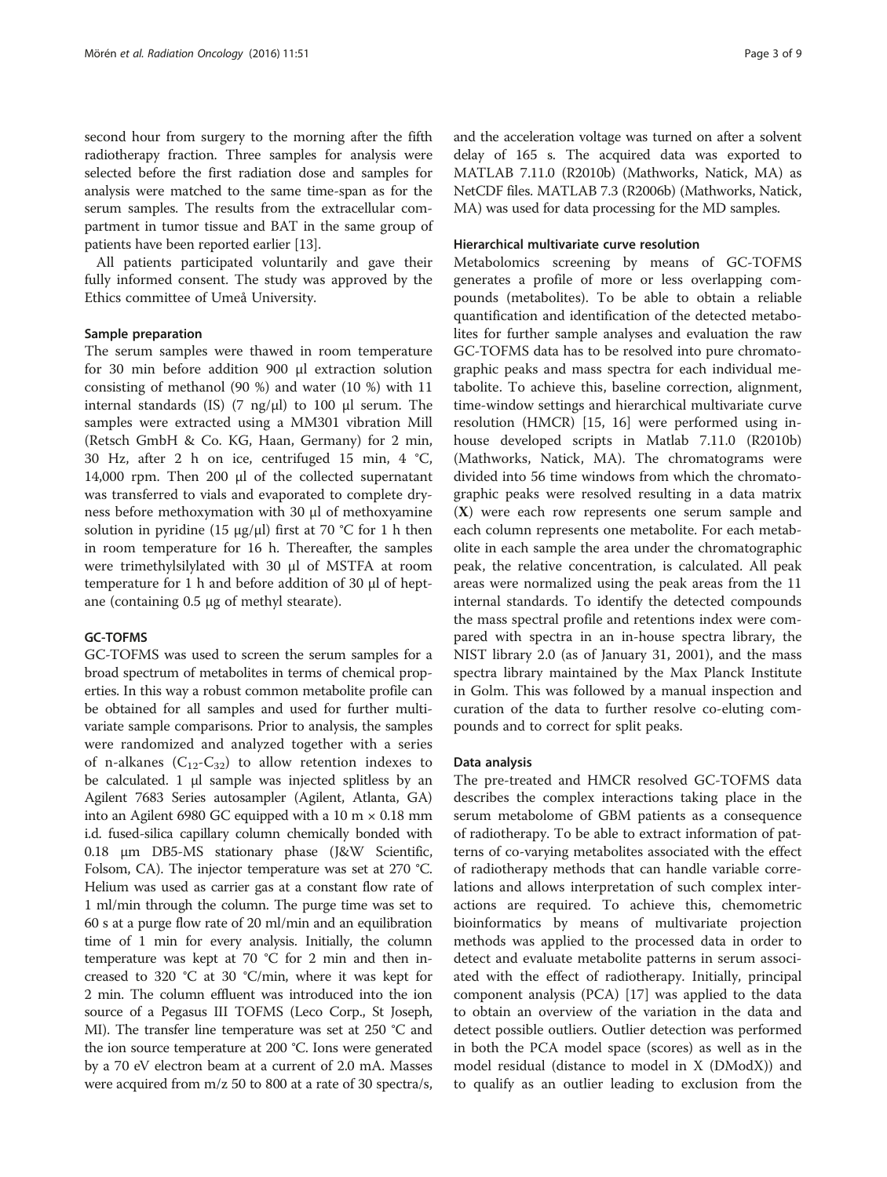second hour from surgery to the morning after the fifth radiotherapy fraction. Three samples for analysis were selected before the first radiation dose and samples for analysis were matched to the same time-span as for the serum samples. The results from the extracellular compartment in tumor tissue and BAT in the same group of patients have been reported earlier [13].

All patients participated voluntarily and gave their fully informed consent. The study was approved by the Ethics committee of Umeå University.

### Sample preparation

The serum samples were thawed in room temperature for 30 min before addition 900 μl extraction solution consisting of methanol (90 %) and water (10 %) with 11 internal standards (IS) (7 ng/μl) to 100 μl serum. The samples were extracted using a MM301 vibration Mill (Retsch GmbH & Co. KG, Haan, Germany) for 2 min, 30 Hz, after 2 h on ice, centrifuged 15 min, 4 °C, 14,000 rpm. Then 200 μl of the collected supernatant was transferred to vials and evaporated to complete dryness before methoxymation with 30 μl of methoxyamine solution in pyridine (15 μg/μl) first at 70 °C for 1 h then in room temperature for 16 h. Thereafter, the samples were trimethylsilylated with 30 μl of MSTFA at room temperature for 1 h and before addition of 30 μl of heptane (containing 0.5 μg of methyl stearate).

### GC-TOFMS

GC-TOFMS was used to screen the serum samples for a broad spectrum of metabolites in terms of chemical properties. In this way a robust common metabolite profile can be obtained for all samples and used for further multivariate sample comparisons. Prior to analysis, the samples were randomized and analyzed together with a series of n-alkanes ($C_{12}$-$C_{32}$) to allow retention indexes to be calculated. 1 μl sample was injected splitless by an Agilent 7683 Series autosampler (Agilent, Atlanta, GA) into an Agilent 6980 GC equipped with a 10 m × 0.18 mm i.d. fused-silica capillary column chemically bonded with 0.18 μm DB5-MS stationary phase (J&W Scientific, Folsom, CA). The injector temperature was set at 270 °C. Helium was used as carrier gas at a constant flow rate of 1 ml/min through the column. The purge time was set to 60 s at a purge flow rate of 20 ml/min and an equilibration time of 1 min for every analysis. Initially, the column temperature was kept at 70 °C for 2 min and then increased to 320 °C at 30 °C/min, where it was kept for 2 min. The column effluent was introduced into the ion source of a Pegasus III TOFMS (Leco Corp., St Joseph, MI). The transfer line temperature was set at 250 °C and the ion source temperature at 200 °C. Ions were generated by a 70 eV electron beam at a current of 2.0 mA. Masses were acquired from m/z 50 to 800 at a rate of 30 spectra/s, and the acceleration voltage was turned on after a solvent delay of 165 s. The acquired data was exported to MATLAB 7.11.0 (R2010b) (Mathworks, Natick, MA) as NetCDF files. MATLAB 7.3 (R2006b) (Mathworks, Natick, MA) was used for data processing for the MD samples.

### Hierarchical multivariate curve resolution

Metabolomics screening by means of GC-TOFMS generates a profile of more or less overlapping compounds (metabolites). To be able to obtain a reliable quantification and identification of the detected metabolites for further sample analyses and evaluation the raw GC-TOFMS data has to be resolved into pure chromatographic peaks and mass spectra for each individual metabolite. To achieve this, baseline correction, alignment, time-window settings and hierarchical multivariate curve resolution (HMCR) [15, 16] were performed using in-house developed scripts in Matlab 7.11.0 (R2010b) (Mathworks, Natick, MA). The chromatograms were divided into 56 time windows from which the chromatographic peaks were resolved resulting in a data matrix (**X**) were each row represents one serum sample and each column represents one metabolite. For each metabolite in each sample the area under the chromatographic peak, the relative concentration, is calculated. All peak areas were normalized using the peak areas from the 11 internal standards. To identify the detected compounds the mass spectral profile and retentions index were compared with spectra in an in-house spectra library, the NIST library 2.0 (as of January 31, 2001), and the mass spectra library maintained by the Max Planck Institute in Golm. This was followed by a manual inspection and curation of the data to further resolve co-eluting compounds and to correct for split peaks.

### Data analysis

The pre-treated and HMCR resolved GC-TOFMS data describes the complex interactions taking place in the serum metabolome of GBM patients as a consequence of radiotherapy. To be able to extract information of patterns of co-varying metabolites associated with the effect of radiotherapy methods that can handle variable correlations and allows interpretation of such complex interactions are required. To achieve this, chemometric bioinformatics by means of multivariate projection methods was applied to the processed data in order to detect and evaluate metabolite patterns in serum associated with the effect of radiotherapy. Initially, principal component analysis (PCA) [17] was applied to the data to obtain an overview of the variation in the data and detect possible outliers. Outlier detection was performed in both the PCA model space (scores) as well as in the model residual (distance to model in X (DModX)) and to qualify as an outlier leading to exclusion from the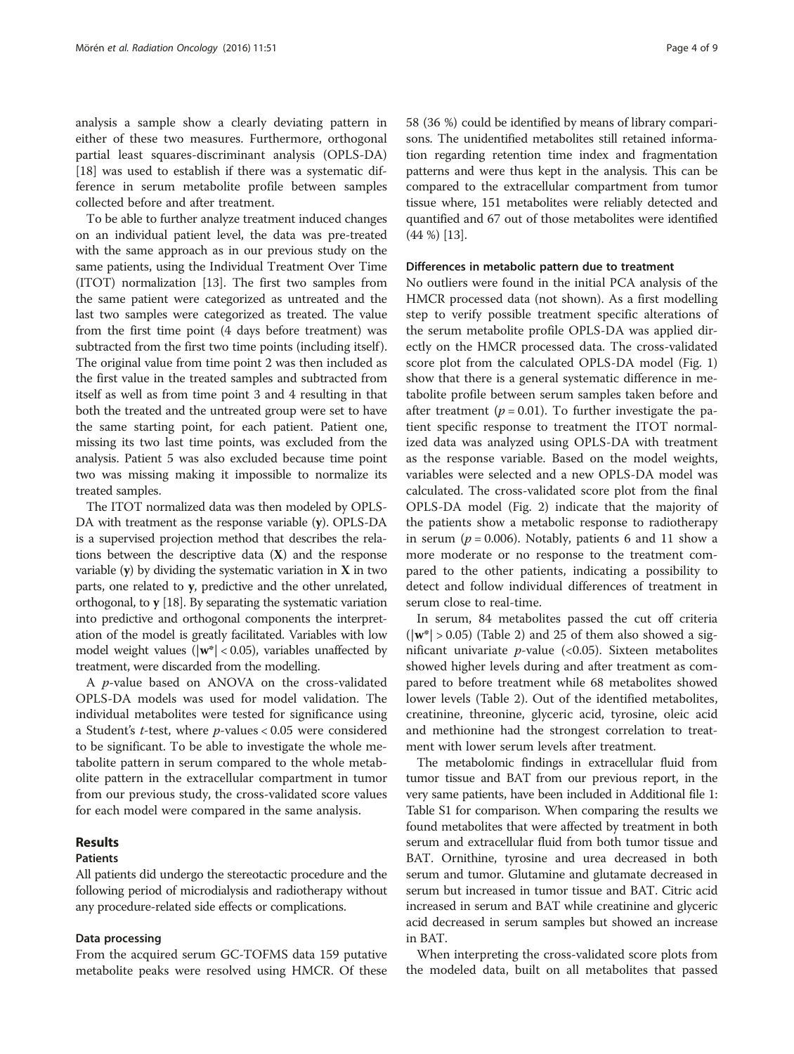analysis a sample show a clearly deviating pattern in either of these two measures. Furthermore, orthogonal partial least squares-discriminant analysis (OPLS-DA) [18] was used to establish if there was a systematic difference in serum metabolite profile between samples collected before and after treatment.

To be able to further analyze treatment induced changes on an individual patient level, the data was pre-treated with the same approach as in our previous study on the same patients, using the Individual Treatment Over Time (ITOT) normalization [13]. The first two samples from the same patient were categorized as untreated and the last two samples were categorized as treated. The value from the first time point (4 days before treatment) was subtracted from the first two time points (including itself). The original value from time point 2 was then included as the first value in the treated samples and subtracted from itself as well as from time point 3 and 4 resulting in that both the treated and the untreated group were set to have the same starting point, for each patient. Patient one, missing its two last time points, was excluded from the analysis. Patient 5 was also excluded because time point two was missing making it impossible to normalize its treated samples.

The ITOT normalized data was then modeled by OPLS-DA with treatment as the response variable (**y**). OPLS-DA is a supervised projection method that describes the relations between the descriptive data (**X**) and the response variable (**y**) by dividing the systematic variation in **X** in two parts, one related to **y**, predictive and the other unrelated, orthogonal, to **y** [18]. By separating the systematic variation into predictive and orthogonal components the interpretation of the model is greatly facilitated. Variables with low model weight values ($|\mathbf{w}^*| < 0.05$), variables unaffected by treatment, were discarded from the modelling.

A *p*-value based on ANOVA on the cross-validated OPLS-DA models was used for model validation. The individual metabolites were tested for significance using a Student's *t*-test, where $p$-values $< 0.05$ were considered to be significant. To be able to investigate the whole metabolite pattern in serum compared to the whole metabolite pattern in the extracellular compartment in tumor from our previous study, the cross-validated score values for each model were compared in the same analysis.

## Results

### Patients

All patients did undergo the stereotactic procedure and the following period of microdialysis and radiotherapy without any procedure-related side effects or complications.

### Data processing

From the acquired serum GC-TOFMS data 159 putative metabolite peaks were resolved using HMCR. Of these 58 (36 %) could be identified by means of library comparisons. The unidentified metabolites still retained information regarding retention time index and fragmentation patterns and were thus kept in the analysis. This can be compared to the extracellular compartment from tumor tissue where, 151 metabolites were reliably detected and quantified and 67 out of those metabolites were identified (44 %) [13].

### Differences in metabolic pattern due to treatment

No outliers were found in the initial PCA analysis of the HMCR processed data (not shown). As a first modelling step to verify possible treatment specific alterations of the serum metabolite profile OPLS-DA was applied directly on the HMCR processed data. The cross-validated score plot from the calculated OPLS-DA model (Fig. 1) show that there is a general systematic difference in metabolite profile between serum samples taken before and after treatment ($p = 0.01$). To further investigate the patient specific response to treatment the ITOT normalized data was analyzed using OPLS-DA with treatment as the response variable. Based on the model weights, variables were selected and a new OPLS-DA model was calculated. The cross-validated score plot from the final OPLS-DA model (Fig. 2) indicate that the majority of the patients show a metabolic response to radiotherapy in serum ($p = 0.006$). Notably, patients 6 and 11 show a more moderate or no response to the treatment compared to the other patients, indicating a possibility to detect and follow individual differences of treatment in serum close to real-time.

In serum, 84 metabolites passed the cut off criteria ($|\mathbf{w}^*| > 0.05$) (Table 2) and 25 of them also showed a significant univariate $p$-value ($<0.05$). Sixteen metabolites showed higher levels during and after treatment as compared to before treatment while 68 metabolites showed lower levels (Table 2). Out of the identified metabolites, creatinine, threonine, glyceric acid, tyrosine, oleic acid and methionine had the strongest correlation to treatment with lower serum levels after treatment.

The metabolomic findings in extracellular fluid from tumor tissue and BAT from our previous report, in the very same patients, have been included in Additional file 1: Table S1 for comparison. When comparing the results we found metabolites that were affected by treatment in both serum and extracellular fluid from both tumor tissue and BAT. Ornithine, tyrosine and urea decreased in both serum and tumor. Glutamine and glutamate decreased in serum but increased in tumor tissue and BAT. Citric acid increased in serum and BAT while creatinine and glyceric acid decreased in serum samples but showed an increase in BAT.

When interpreting the cross-validated score plots from the modeled data, built on all metabolites that passed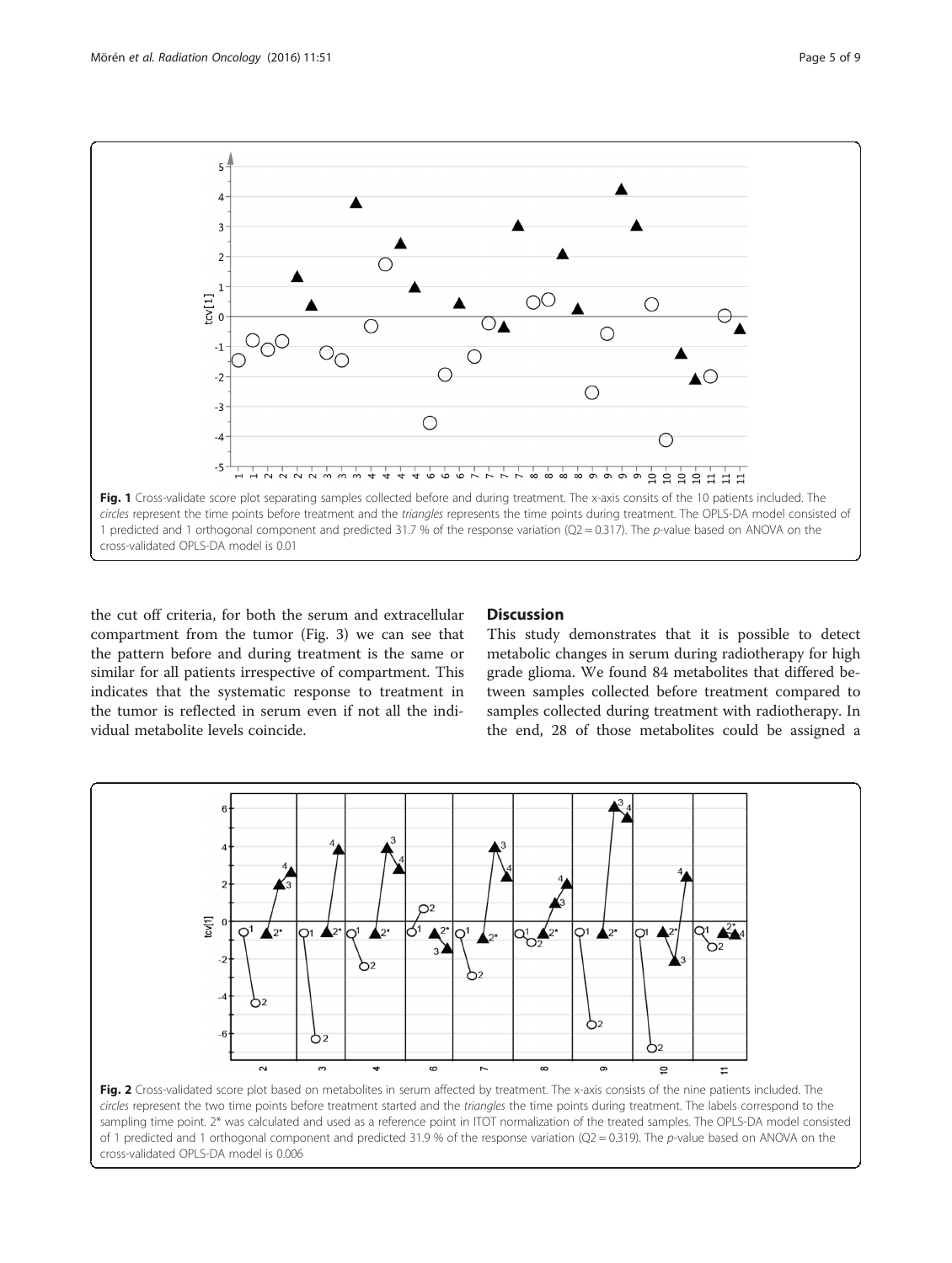Fig. 1 Cross-validate score plot separating samples collected before and during treatment. The x-axis consits of the 10 patients included. The *circles* represent the time points before treatment and the *triangles* represents the time points during treatment. The OPLS-DA model consisted of 1 predicted and 1 orthogonal component and predicted 31.7 % of the response variation (Q2 = 0.317). The *p*-value based on ANOVA on the cross-validated OPLS-DA model is 0.01

the cut off criteria, for both the serum and extracellular compartment from the tumor (Fig. 3) we can see that the pattern before and during treatment is the same or similar for all patients irrespective of compartment. This indicates that the systematic response to treatment in the tumor is reflected in serum even if not all the individual metabolite levels coincide.

## Discussion

This study demonstrates that it is possible to detect metabolic changes in serum during radiotherapy for high grade glioma. We found 84 metabolites that differed between samples collected before treatment compared to samples collected during treatment with radiotherapy. In the end, 28 of those metabolites could be assigned a

Fig. 2 Cross-validated score plot based on metabolites in serum affected by treatment. The x-axis consists of the nine patients included. The *circles* represent the two time points before treatment started and the *triangles* the time points during treatment. The labels correspond to the sampling time point. 2* was calculated and used as a reference point in ITOT normalization of the treated samples. The OPLS-DA model consisted of 1 predicted and 1 orthogonal component and predicted 31.9 % of the response variation (Q2 = 0.319). The *p*-value based on ANOVA on the cross-validated OPLS-DA model is 0.006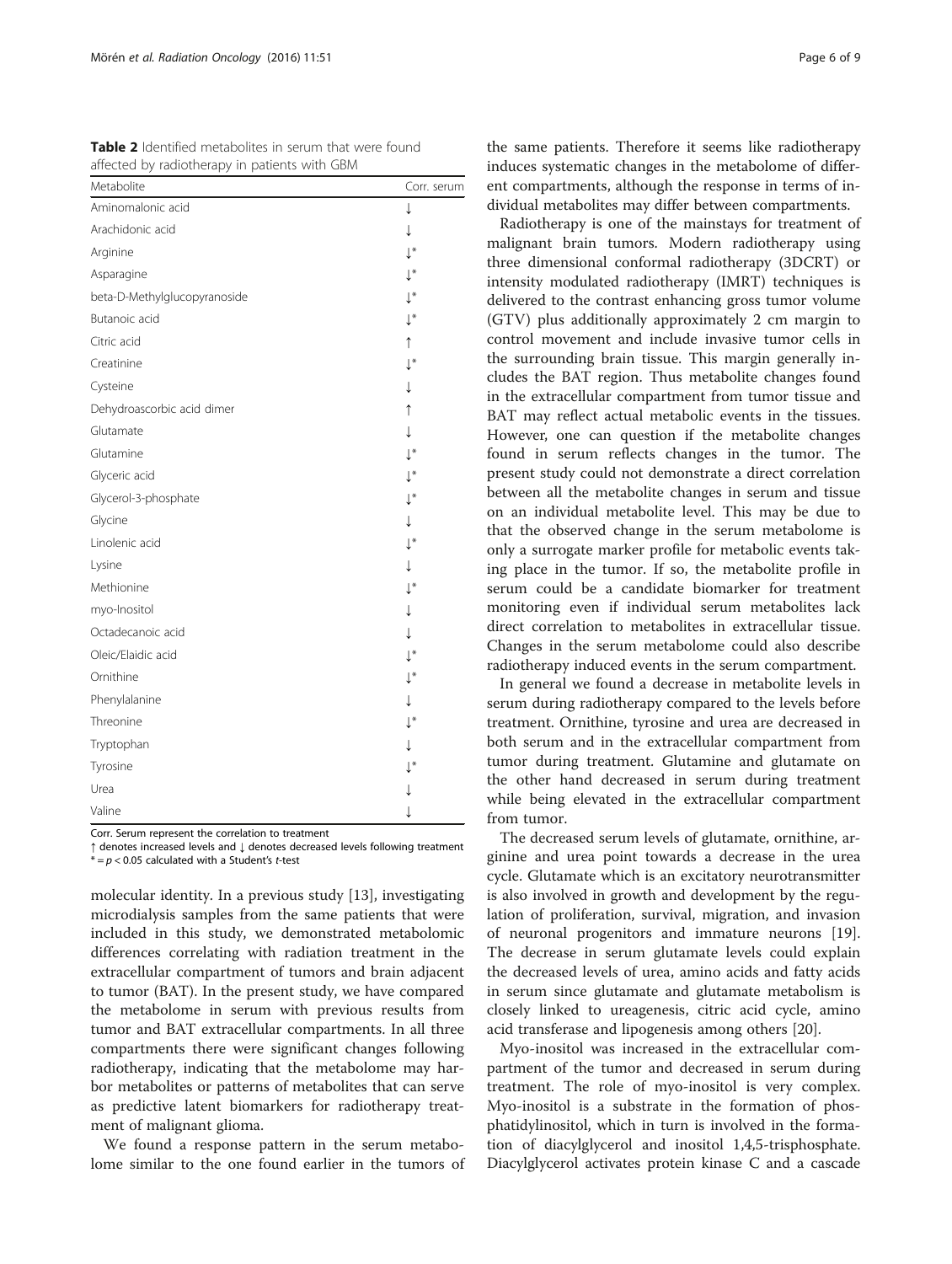**Table 2** Identified metabolites in serum that were found affected by radiotherapy in patients with GBM

| Metabolite | Corr. serum |
|---|---|
| Aminomalonic acid | ↓ |
| Arachidonic acid | ↓ |
| Arginine | ↓* |
| Asparagine | ↓* |
| beta-D-Methylglucopyranoside | ↓* |
| Butanoic acid | ↓* |
| Citric acid | ↑ |
| Creatinine | ↓* |
| Cysteine | ↓ |
| Dehydroascorbic acid dimer | ↑ |
| Glutamate | ↓ |
| Glutamine | ↓* |
| Glyceric acid | ↓* |
| Glycerol-3-phosphate | ↓* |
| Glycine | ↓ |
| Linolenic acid | ↓* |
| Lysine | ↓ |
| Methionine | ↓* |
| myo-Inositol | ↓ |
| Octadecanoic acid | ↓ |
| Oleic/Elaidic acid | ↓* |
| Ornithine | ↓* |
| Phenylalanine | ↓ |
| Threonine | ↓* |
| Tryptophan | ↓ |
| Tyrosine | ↓* |
| Urea | ↓ |
| Valine | ↓ |

Corr. Serum represent the correlation to treatment
↑ denotes increased levels and ↓ denotes decreased levels following treatment
* = $p < 0.05$ calculated with a Student's *t*-test

molecular identity. In a previous study [13], investigating microdialysis samples from the same patients that were included in this study, we demonstrated metabolomic differences correlating with radiation treatment in the extracellular compartment of tumors and brain adjacent to tumor (BAT). In the present study, we have compared the metabolome in serum with previous results from tumor and BAT extracellular compartments. In all three compartments there were significant changes following radiotherapy, indicating that the metabolome may harbor metabolites or patterns of metabolites that can serve as predictive latent biomarkers for radiotherapy treatment of malignant glioma.

We found a response pattern in the serum metabolome similar to the one found earlier in the tumors of the same patients. Therefore it seems like radiotherapy induces systematic changes in the metabolome of different compartments, although the response in terms of individual metabolites may differ between compartments.

Radiotherapy is one of the mainstays for treatment of malignant brain tumors. Modern radiotherapy using three dimensional conformal radiotherapy (3DCRT) or intensity modulated radiotherapy (IMRT) techniques is delivered to the contrast enhancing gross tumor volume (GTV) plus additionally approximately 2 cm margin to control movement and include invasive tumor cells in the surrounding brain tissue. This margin generally includes the BAT region. Thus metabolite changes found in the extracellular compartment from tumor tissue and BAT may reflect actual metabolic events in the tissues. However, one can question if the metabolite changes found in serum reflects changes in the tumor. The present study could not demonstrate a direct correlation between all the metabolite changes in serum and tissue on an individual metabolite level. This may be due to that the observed change in the serum metabolome is only a surrogate marker profile for metabolic events taking place in the tumor. If so, the metabolite profile in serum could be a candidate biomarker for treatment monitoring even if individual serum metabolites lack direct correlation to metabolites in extracellular tissue. Changes in the serum metabolome could also describe radiotherapy induced events in the serum compartment.

In general we found a decrease in metabolite levels in serum during radiotherapy compared to the levels before treatment. Ornithine, tyrosine and urea are decreased in both serum and in the extracellular compartment from tumor during treatment. Glutamine and glutamate on the other hand decreased in serum during treatment while being elevated in the extracellular compartment from tumor.

The decreased serum levels of glutamate, ornithine, arginine and urea point towards a decrease in the urea cycle. Glutamate which is an excitatory neurotransmitter is also involved in growth and development by the regulation of proliferation, survival, migration, and invasion of neuronal progenitors and immature neurons [19]. The decrease in serum glutamate levels could explain the decreased levels of urea, amino acids and fatty acids in serum since glutamate and glutamate metabolism is closely linked to ureagenesis, citric acid cycle, amino acid transferase and lipogenesis among others [20].

Myo-inositol was increased in the extracellular compartment of the tumor and decreased in serum during treatment. The role of myo-inositol is very complex. Myo-inositol is a substrate in the formation of phosphatidylinositol, which in turn is involved in the formation of diacylglycerol and inositol 1,4,5-trisphosphate. Diacylglycerol activates protein kinase C and a cascade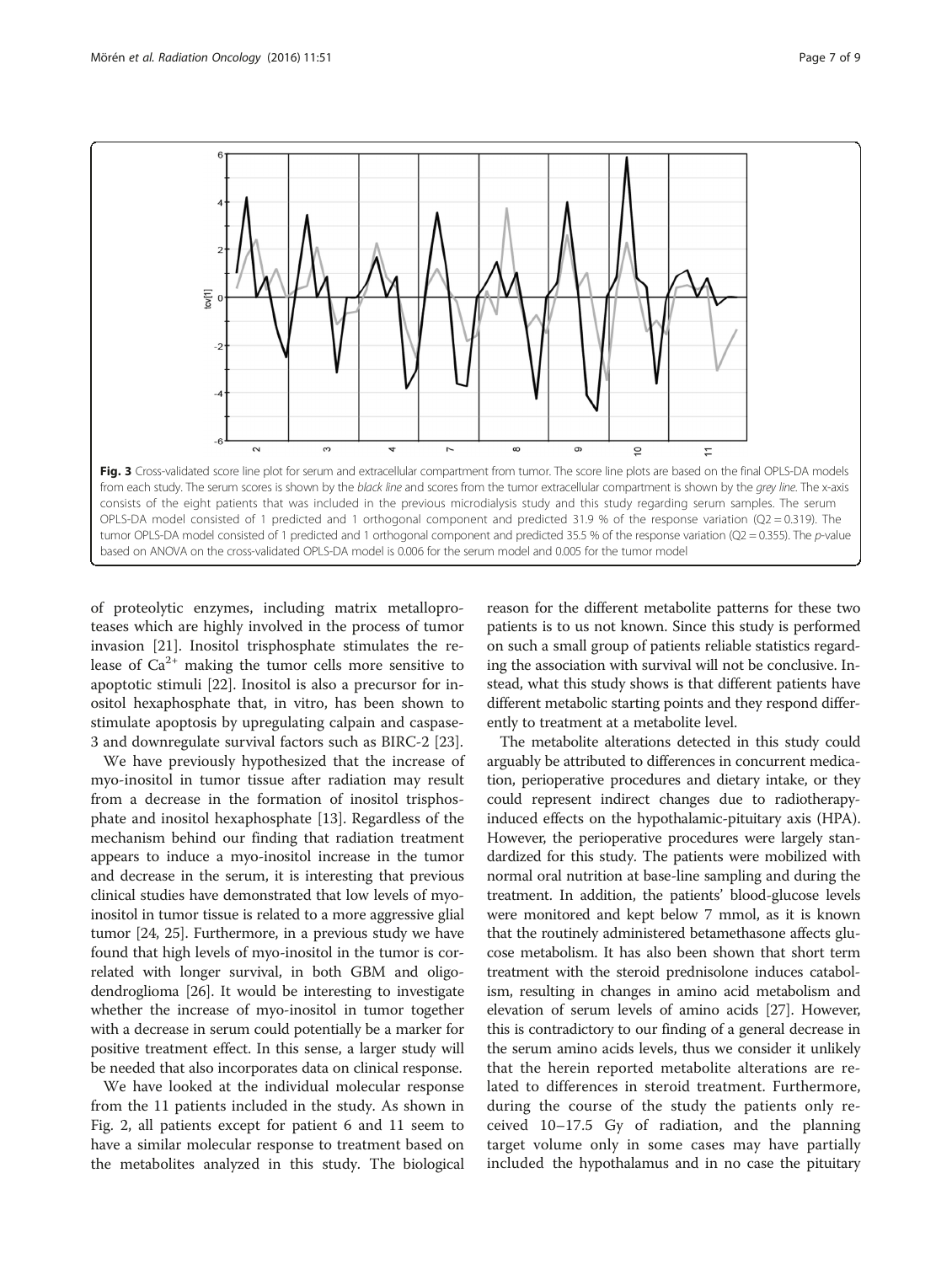Fig. 3 Cross-validated score line plot for serum and extracellular compartment from tumor. The score line plots are based on the final OPLS-DA models from each study. The serum scores is shown by the *black line* and scores from the tumor extracellular compartment is shown by the *grey line*. The x-axis consists of the eight patients that was included in the previous microdialysis study and this study regarding serum samples. The serum OPLS-DA model consisted of 1 predicted and 1 orthogonal component and predicted 31.9 % of the response variation (Q2 = 0.319). The tumor OPLS-DA model consisted of 1 predicted and 1 orthogonal component and predicted 35.5 % of the response variation (Q2 = 0.355). The *p*-value based on ANOVA on the cross-validated OPLS-DA model is 0.006 for the serum model and 0.005 for the tumor model

of proteolytic enzymes, including matrix metalloproteases which are highly involved in the process of tumor invasion [21]. Inositol trisphosphate stimulates the release of $Ca^{2+}$ making the tumor cells more sensitive to apoptotic stimuli [22]. Inositol is also a precursor for inositol hexaphosphate that, in vitro, has been shown to stimulate apoptosis by upregulating calpain and caspase-3 and downregulate survival factors such as BIRC-2 [23].

We have previously hypothesized that the increase of myo-inositol in tumor tissue after radiation may result from a decrease in the formation of inositol trisphosphate and inositol hexaphosphate [13]. Regardless of the mechanism behind our finding that radiation treatment appears to induce a myo-inositol increase in the tumor and decrease in the serum, it is interesting that previous clinical studies have demonstrated that low levels of myo-inositol in tumor tissue is related to a more aggressive glial tumor [24, 25]. Furthermore, in a previous study we have found that high levels of myo-inositol in the tumor is correlated with longer survival, in both GBM and oligodendroglioma [26]. It would be interesting to investigate whether the increase of myo-inositol in tumor together with a decrease in serum could potentially be a marker for positive treatment effect. In this sense, a larger study will be needed that also incorporates data on clinical response.

We have looked at the individual molecular response from the 11 patients included in the study. As shown in Fig. 2, all patients except for patient 6 and 11 seem to have a similar molecular response to treatment based on the metabolites analyzed in this study. The biological reason for the different metabolite patterns for these two patients is to us not known. Since this study is performed on such a small group of patients reliable statistics regarding the association with survival will not be conclusive. Instead, what this study shows is that different patients have different metabolic starting points and they respond differently to treatment at a metabolite level.

The metabolite alterations detected in this study could arguably be attributed to differences in concurrent medication, perioperative procedures and dietary intake, or they could represent indirect changes due to radiotherapy-induced effects on the hypothalamic-pituitary axis (HPA). However, the perioperative procedures were largely standardized for this study. The patients were mobilized with normal oral nutrition at base-line sampling and during the treatment. In addition, the patients' blood-glucose levels were monitored and kept below 7 mmol, as it is known that the routinely administered betamethasone affects glucose metabolism. It has also been shown that short term treatment with the steroid prednisolone induces catabolism, resulting in changes in amino acid metabolism and elevation of serum levels of amino acids [27]. However, this is contradictory to our finding of a general decrease in the serum amino acids levels, thus we consider it unlikely that the herein reported metabolite alterations are related to differences in steroid treatment. Furthermore, during the course of the study the patients only received 10–17.5 Gy of radiation, and the planning target volume only in some cases may have partially included the hypothalamus and in no case the pituitary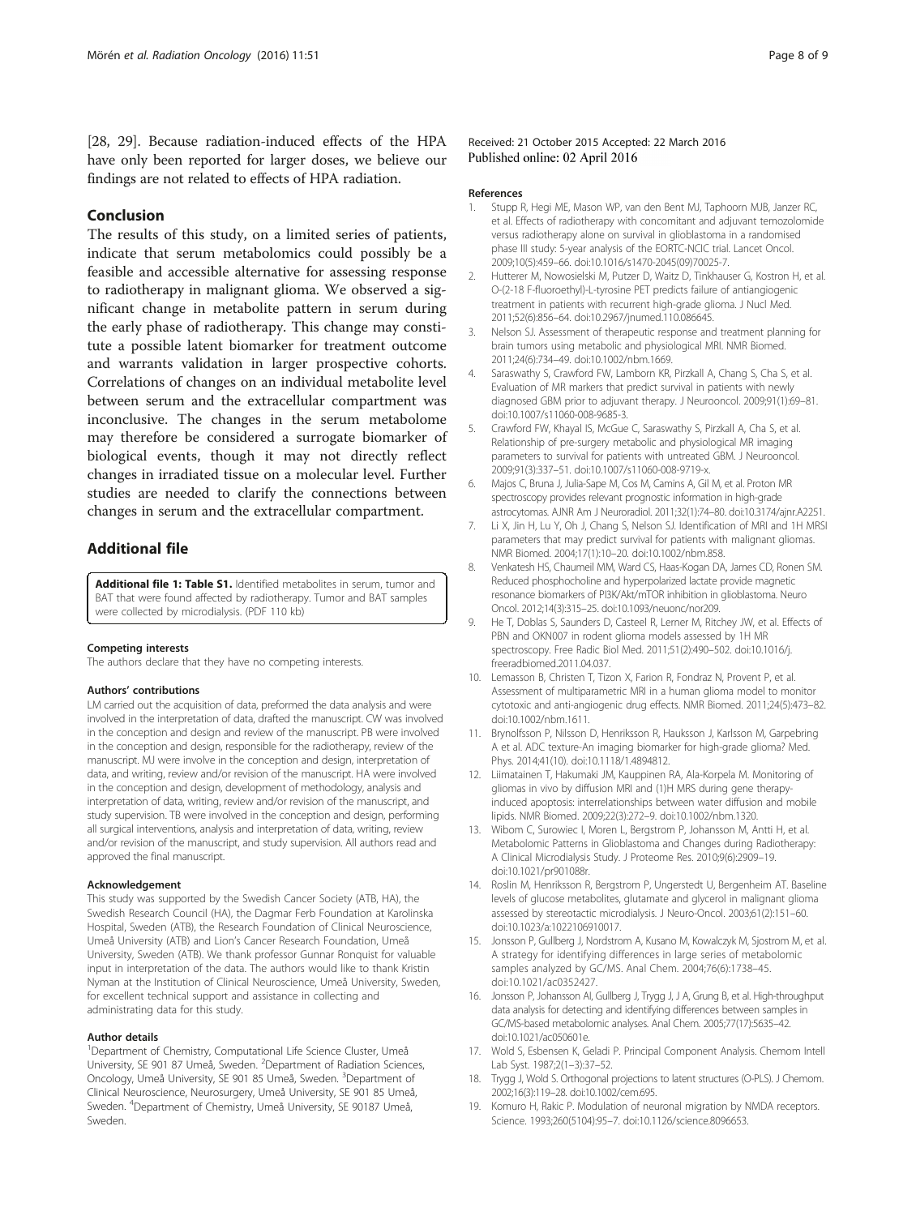[28, 29]. Because radiation-induced effects of the HPA have only been reported for larger doses, we believe our findings are not related to effects of HPA radiation.

## Conclusion

The results of this study, on a limited series of patients, indicate that serum metabolomics could possibly be a feasible and accessible alternative for assessing response to radiotherapy in malignant glioma. We observed a significant change in metabolite pattern in serum during the early phase of radiotherapy. This change may constitute a possible latent biomarker for treatment outcome and warrants validation in larger prospective cohorts. Correlations of changes on an individual metabolite level between serum and the extracellular compartment was inconclusive. The changes in the serum metabolome may therefore be considered a surrogate biomarker of biological events, though it may not directly reflect changes in irradiated tissue on a molecular level. Further studies are needed to clarify the connections between changes in serum and the extracellular compartment.

## Additional file

**Additional file 1: Table S1.** Identified metabolites in serum, tumor and BAT that were found affected by radiotherapy. Tumor and BAT samples were collected by microdialysis. (PDF 110 kb)

#### Competing interests

The authors declare that they have no competing interests.

#### Authors' contributions

LM carried out the acquisition of data, preformed the data analysis and were involved in the interpretation of data, drafted the manuscript. CW was involved in the conception and design and review of the manuscript. PB were involved in the conception and design, responsible for the radiotherapy, review of the manuscript. MJ were involve in the conception and design, interpretation of data, and writing, review and/or revision of the manuscript. HA were involved in the conception and design, development of methodology, analysis and interpretation of data, writing, review and/or revision of the manuscript, and study supervision. TB were involved in the conception and design, performing all surgical interventions, analysis and interpretation of data, writing, review and/or revision of the manuscript, and study supervision. All authors read and approved the final manuscript.

#### Acknowledgement

This study was supported by the Swedish Cancer Society (ATB, HA), the Swedish Research Council (HA), the Dagmar Ferb Foundation at Karolinska Hospital, Sweden (ATB), the Research Foundation of Clinical Neuroscience, Umeå University (ATB) and Lion's Cancer Research Foundation, Umeå University, Sweden (ATB). We thank professor Gunnar Ronquist for valuable input in interpretation of the data. The authors would like to thank Kristin Nyman at the Institution of Clinical Neuroscience, Umeå University, Sweden, for excellent technical support and assistance in collecting and administrating data for this study.

#### Author details

[1]Department of Chemistry, Computational Life Science Cluster, Umeå University, SE 901 87 Umeå, Sweden. [2]Department of Radiation Sciences, Oncology, Umeå University, SE 901 85 Umeå, Sweden. [3]Department of Clinical Neuroscience, Neurosurgery, Umeå University, SE 901 85 Umeå, Sweden. [4]Department of Chemistry, Umeå University, SE 90187 Umeå, Sweden.

Received: 21 October 2015 Accepted: 22 March 2016
Published online: 02 April 2016

#### References

1. Stupp R, Hegi ME, Mason WP, van den Bent MJ, Taphoorn MJB, Janzer RC, et al. Effects of radiotherapy with concomitant and adjuvant temozolomide versus radiotherapy alone on survival in glioblastoma in a randomised phase III study: 5-year analysis of the EORTC-NCIC trial. Lancet Oncol. 2009;10(5):459–66. doi:10.1016/s1470-2045(09)70025-7.
2. Hutterer M, Nowosielski M, Putzer D, Waitz D, Tinkhauser G, Kostron H, et al. O-(2-18 F-fluoroethyl)-L-tyrosine PET predicts failure of antiangiogenic treatment in patients with recurrent high-grade glioma. J Nucl Med. 2011;52(6):856–64. doi:10.2967/jnumed.110.086645.
3. Nelson SJ. Assessment of therapeutic response and treatment planning for brain tumors using metabolic and physiological MRI. NMR Biomed. 2011;24(6):734–49. doi:10.1002/nbm.1669.
4. Saraswathy S, Crawford FW, Lamborn KR, Pirzkall A, Chang S, Cha S, et al. Evaluation of MR markers that predict survival in patients with newly diagnosed GBM prior to adjuvant therapy. J Neurooncol. 2009;91(1):69–81. doi:10.1007/s11060-008-9685-3.
5. Crawford FW, Khayal IS, McGue C, Saraswathy S, Pirzkall A, Cha S, et al. Relationship of pre-surgery metabolic and physiological MR imaging parameters to survival for patients with untreated GBM. J Neurooncol. 2009;91(3):337–51. doi:10.1007/s11060-008-9719-x.
6. Majos C, Bruna J, Julia-Sape M, Cos M, Camins A, Gil M, et al. Proton MR spectroscopy provides relevant prognostic information in high-grade astrocytomas. AJNR Am J Neuroradiol. 2011;32(1):74–80. doi:10.3174/ajnr.A2251.
7. Li X, Jin H, Lu Y, Oh J, Chang S, Nelson SJ. Identification of MRI and 1H MRSI parameters that may predict survival for patients with malignant gliomas. NMR Biomed. 2004;17(1):10–20. doi:10.1002/nbm.858.
8. Venkatesh HS, Chaumeil MM, Ward CS, Haas-Kogan DA, James CD, Ronen SM. Reduced phosphocholine and hyperpolarized lactate provide magnetic resonance biomarkers of PI3K/Akt/mTOR inhibition in glioblastoma. Neuro Oncol. 2012;14(3):315–25. doi:10.1093/neuonc/nor209.
9. He T, Doblas S, Saunders D, Casteel R, Lerner M, Ritchey JW, et al. Effects of PBN and OKN007 in rodent glioma models assessed by 1H MR spectroscopy. Free Radic Biol Med. 2011;51(2):490–502. doi:10.1016/j.freeradbiomed.2011.04.037.
10. Lemasson B, Christen T, Tizon X, Farion R, Fondraz N, Provent P, et al. Assessment of multiparametric MRI in a human glioma model to monitor cytotoxic and anti-angiogenic drug effects. NMR Biomed. 2011;24(5):473–82. doi:10.1002/nbm.1611.
11. Brynolfsson P, Nilsson D, Henriksson R, Hauksson J, Karlsson M, Garpebring A et al. ADC texture-An imaging biomarker for high-grade glioma? Med. Phys. 2014;41(10). doi:10.1118/1.4894812.
12. Liimatainen T, Hakumaki JM, Kauppinen RA, Ala-Korpela M. Monitoring of gliomas in vivo by diffusion MRI and (1)H MRS during gene therapy-induced apoptosis: interrelationships between water diffusion and mobile lipids. NMR Biomed. 2009;22(3):272–9. doi:10.1002/nbm.1320.
13. Wibom C, Surowiec I, Moren L, Bergstrom P, Johansson M, Antti H, et al. Metabolomic Patterns in Glioblastoma and Changes during Radiotherapy: A Clinical Microdialysis Study. J Proteome Res. 2010;9(6):2909–19. doi:10.1021/pr901088r.
14. Roslin M, Henriksson R, Bergstrom P, Ungerstedt U, Bergenheim AT. Baseline levels of glucose metabolites, glutamate and glycerol in malignant glioma assessed by stereotactic microdialysis. J Neuro-Oncol. 2003;61(2):151–60. doi:10.1023/a:1022106910017.
15. Jonsson P, Gullberg J, Nordstrom A, Kusano M, Kowalczyk M, Sjostrom M, et al. A strategy for identifying differences in large series of metabolomic samples analyzed by GC/MS. Anal Chem. 2004;76(6):1738–45. doi:10.1021/ac0352427.
16. Jonsson P, Johansson AI, Gullberg J, Trygg J, J A, Grung B, et al. High-throughput data analysis for detecting and identifying differences between samples in GC/MS-based metabolomic analyses. Anal Chem. 2005;77(17):5635–42. doi:10.1021/ac050601e.
17. Wold S, Esbensen K, Geladi P. Principal Component Analysis. Chemom Intell Lab Syst. 1987;2(1–3):37–52.
18. Trygg J, Wold S. Orthogonal projections to latent structures (O-PLS). J Chemom. 2002;16(3):119–28. doi:10.1002/cem.695.
19. Komuro H, Rakic P. Modulation of neuronal migration by NMDA receptors. Science. 1993;260(5104):95–7. doi:10.1126/science.8096653.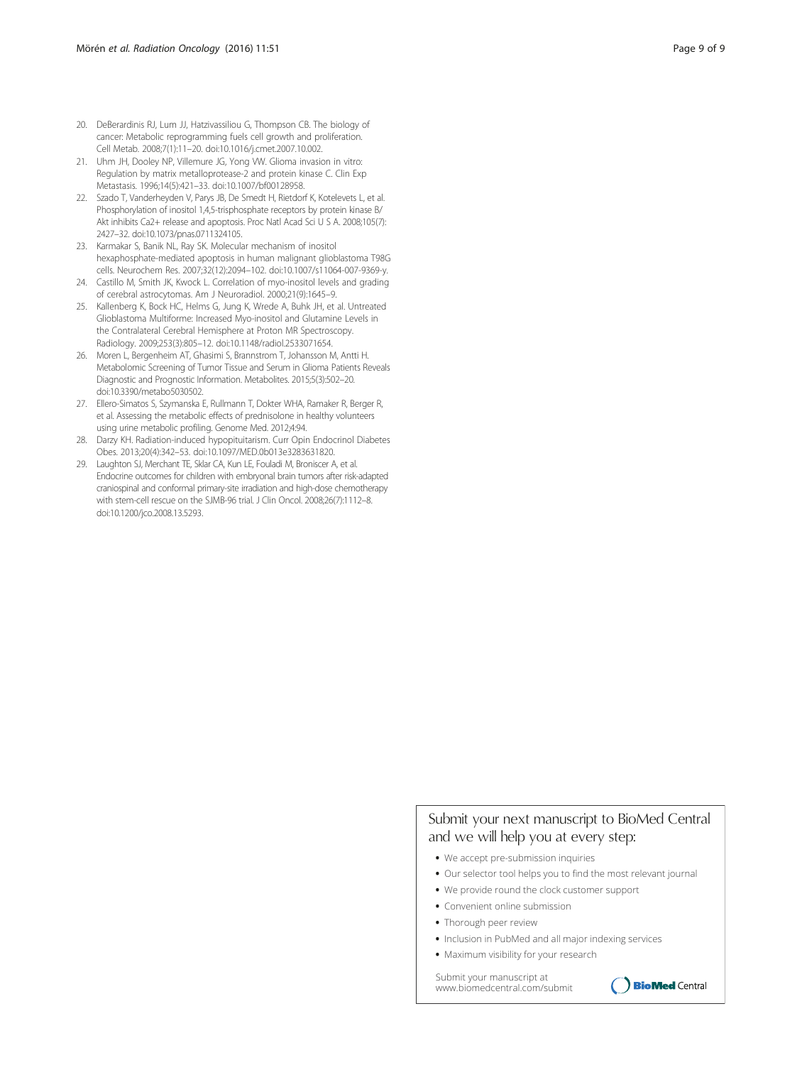20. DeBerardinis RJ, Lum JJ, Hatzivassiliou G, Thompson CB. The biology of cancer: Metabolic reprogramming fuels cell growth and proliferation. Cell Metab. 2008;7(1):11–20. doi:10.1016/j.cmet.2007.10.002.
21. Uhm JH, Dooley NP, Villemure JG, Yong VW. Glioma invasion in vitro: Regulation by matrix metalloprotease-2 and protein kinase C. Clin Exp Metastasis. 1996;14(5):421–33. doi:10.1007/bf00128958.
22. Szado T, Vanderheyden V, Parys JB, De Smedt H, Rietdorf K, Kotelevets L, et al. Phosphorylation of inositol 1,4,5-trisphosphate receptors by protein kinase B/Akt inhibits Ca2+ release and apoptosis. Proc Natl Acad Sci U S A. 2008;105(7):2427–32. doi:10.1073/pnas.0711324105.
23. Karmakar S, Banik NL, Ray SK. Molecular mechanism of inositol hexaphosphate-mediated apoptosis in human malignant glioblastoma T98G cells. Neurochem Res. 2007;32(12):2094–102. doi:10.1007/s11064-007-9369-y.
24. Castillo M, Smith JK, Kwock L. Correlation of myo-inositol levels and grading of cerebral astrocytomas. Am J Neuroradiol. 2000;21(9):1645–9.
25. Kallenberg K, Bock HC, Helms G, Jung K, Wrede A, Buhk JH, et al. Untreated Glioblastoma Multiforme: Increased Myo-inositol and Glutamine Levels in the Contralateral Cerebral Hemisphere at Proton MR Spectroscopy. Radiology. 2009;253(3):805–12. doi:10.1148/radiol.2533071654.
26. Moren L, Bergenheim AT, Ghasimi S, Brannstrom T, Johansson M, Antti H. Metabolomic Screening of Tumor Tissue and Serum in Glioma Patients Reveals Diagnostic and Prognostic Information. Metabolites. 2015;5(3):502–20. doi:10.3390/metabo5030502.
27. Ellero-Simatos S, Szymanska E, Rullmann T, Dokter WHA, Ramaker R, Berger R, et al. Assessing the metabolic effects of prednisolone in healthy volunteers using urine metabolic profiling. Genome Med. 2012;4:94.
28. Darzy KH. Radiation-induced hypopituitarism. Curr Opin Endocrinol Diabetes Obes. 2013;20(4):342–53. doi:10.1097/MED.0b013e3283631820.
29. Laughton SJ, Merchant TE, Sklar CA, Kun LE, Fouladi M, Broniscer A, et al. Endocrine outcomes for children with embryonal brain tumors after risk-adapted craniospinal and conformal primary-site irradiation and high-dose chemotherapy with stem-cell rescue on the SJMB-96 trial. J Clin Oncol. 2008;26(7):1112–8. doi:10.1200/jco.2008.13.5293.